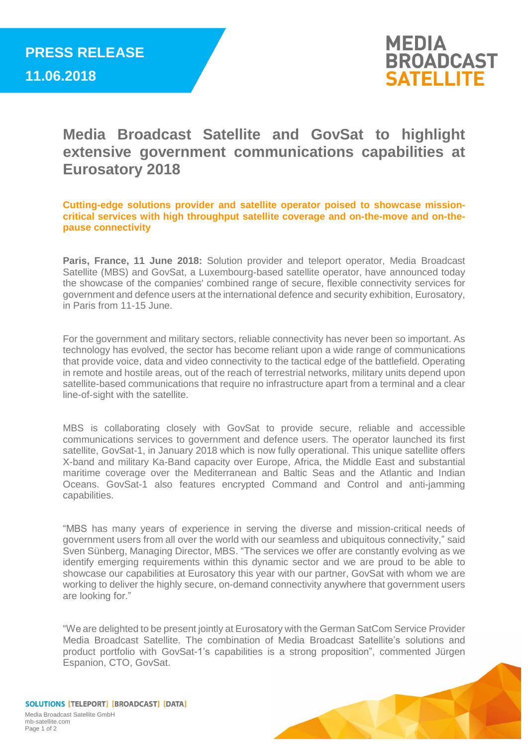**PRESS RELEASE**
**11.06.2018**

# Media Broadcast Satellite and GovSat to highlight extensive government communications capabilities at Eurosatory 2018

**Cutting-edge solutions provider and satellite operator poised to showcase mission-critical services with high throughput satellite coverage and on-the-move and on-the-pause connectivity**

**Paris, France, 11 June 2018:** Solution provider and teleport operator, Media Broadcast Satellite (MBS) and GovSat, a Luxembourg-based satellite operator, have announced today the showcase of the companies' combined range of secure, flexible connectivity services for government and defence users at the international defence and security exhibition, Eurosatory, in Paris from 11-15 June.

For the government and military sectors, reliable connectivity has never been so important. As technology has evolved, the sector has become reliant upon a wide range of communications that provide voice, data and video connectivity to the tactical edge of the battlefield. Operating in remote and hostile areas, out of the reach of terrestrial networks, military units depend upon satellite-based communications that require no infrastructure apart from a terminal and a clear line-of-sight with the satellite.

MBS is collaborating closely with GovSat to provide secure, reliable and accessible communications services to government and defence users. The operator launched its first satellite, GovSat-1, in January 2018 which is now fully operational. This unique satellite offers X-band and military Ka-Band capacity over Europe, Africa, the Middle East and substantial maritime coverage over the Mediterranean and Baltic Seas and the Atlantic and Indian Oceans. GovSat-1 also features encrypted Command and Control and anti-jamming capabilities.

"MBS has many years of experience in serving the diverse and mission-critical needs of government users from all over the world with our seamless and ubiquitous connectivity," said Sven Sünberg, Managing Director, MBS. "The services we offer are constantly evolving as we identify emerging requirements within this dynamic sector and we are proud to be able to showcase our capabilities at Eurosatory this year with our partner, GovSat with whom we are working to deliver the highly secure, on-demand connectivity anywhere that government users are looking for."

"We are delighted to be present jointly at Eurosatory with the German SatCom Service Provider Media Broadcast Satellite. The combination of Media Broadcast Satellite's solutions and product portfolio with GovSat-1's capabilities is a strong proposition", commented Jürgen Espanion, CTO, GovSat.

SOLUTIONS [TELEPORT] [BROADCAST] [DATA]

Media Broadcast Satellite GmbH
mb-satellite.com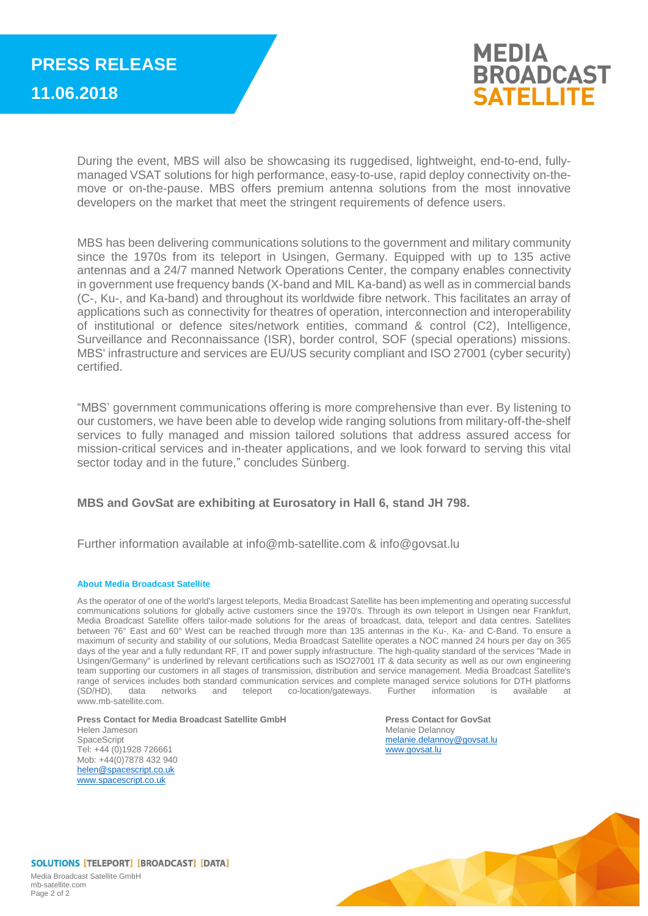During the event, MBS will also be showcasing its ruggedised, lightweight, end-to-end, fully-managed VSAT solutions for high performance, easy-to-use, rapid deploy connectivity on-the-move or on-the-pause. MBS offers premium antenna solutions from the most innovative developers on the market that meet the stringent requirements of defence users.

MBS has been delivering communications solutions to the government and military community since the 1970s from its teleport in Usingen, Germany. Equipped with up to 135 active antennas and a 24/7 manned Network Operations Center, the company enables connectivity in government use frequency bands (X-band and MIL Ka-band) as well as in commercial bands (C-, Ku-, and Ka-band) and throughout its worldwide fibre network. This facilitates an array of applications such as connectivity for theatres of operation, interconnection and interoperability of institutional or defence sites/network entities, command & control (C2), Intelligence, Surveillance and Reconnaissance (ISR), border control, SOF (special operations) missions. MBS' infrastructure and services are EU/US security compliant and ISO 27001 (cyber security) certified.

“MBS’ government communications offering is more comprehensive than ever. By listening to our customers, we have been able to develop wide ranging solutions from military-off-the-shelf services to fully managed and mission tailored solutions that address assured access for mission-critical services and in-theater applications, and we look forward to serving this vital sector today and in the future,” concludes Sünberg.

**MBS and GovSat are exhibiting at Eurosatory in Hall 6, stand JH 798.**

Further information available at info@mb-satellite.com & info@govsat.lu

**About Media Broadcast Satellite**

As the operator of one of the world's largest teleports, Media Broadcast Satellite has been implementing and operating successful communications solutions for globally active customers since the 1970's. Through its own teleport in Usingen near Frankfurt, Media Broadcast Satellite offers tailor-made solutions for the areas of broadcast, data, teleport and data centres. Satellites between 76° East and 60° West can be reached through more than 135 antennas in the Ku-, Ka- and C-Band. To ensure a maximum of security and stability of our solutions, Media Broadcast Satellite operates a NOC manned 24 hours per day on 365 days of the year and a fully redundant RF, IT and power supply infrastructure. The high-quality standard of the services "Made in Usingen/Germany" is underlined by relevant certifications such as ISO27001 IT & data security as well as our own engineering team supporting our customers in all stages of transmission, distribution and service management. Media Broadcast Satellite's range of services includes both standard communication services and complete managed service solutions for DTH platforms (SD/HD), data networks and teleport co-location/gateways. Further information is available at www.mb-satellite.com.

**Press Contact for Media Broadcast Satellite GmbH**
Helen Jameson
SpaceScript
Tel: +44 (0)1928 726661
Mob: +44(0)7878 432 940
helen@spacescript.co.uk
www.spacescript.co.uk

**Press Contact for GovSat**
Melanie Delannoy
melanie.delannoy@govsat.lu
www.govsat.lu